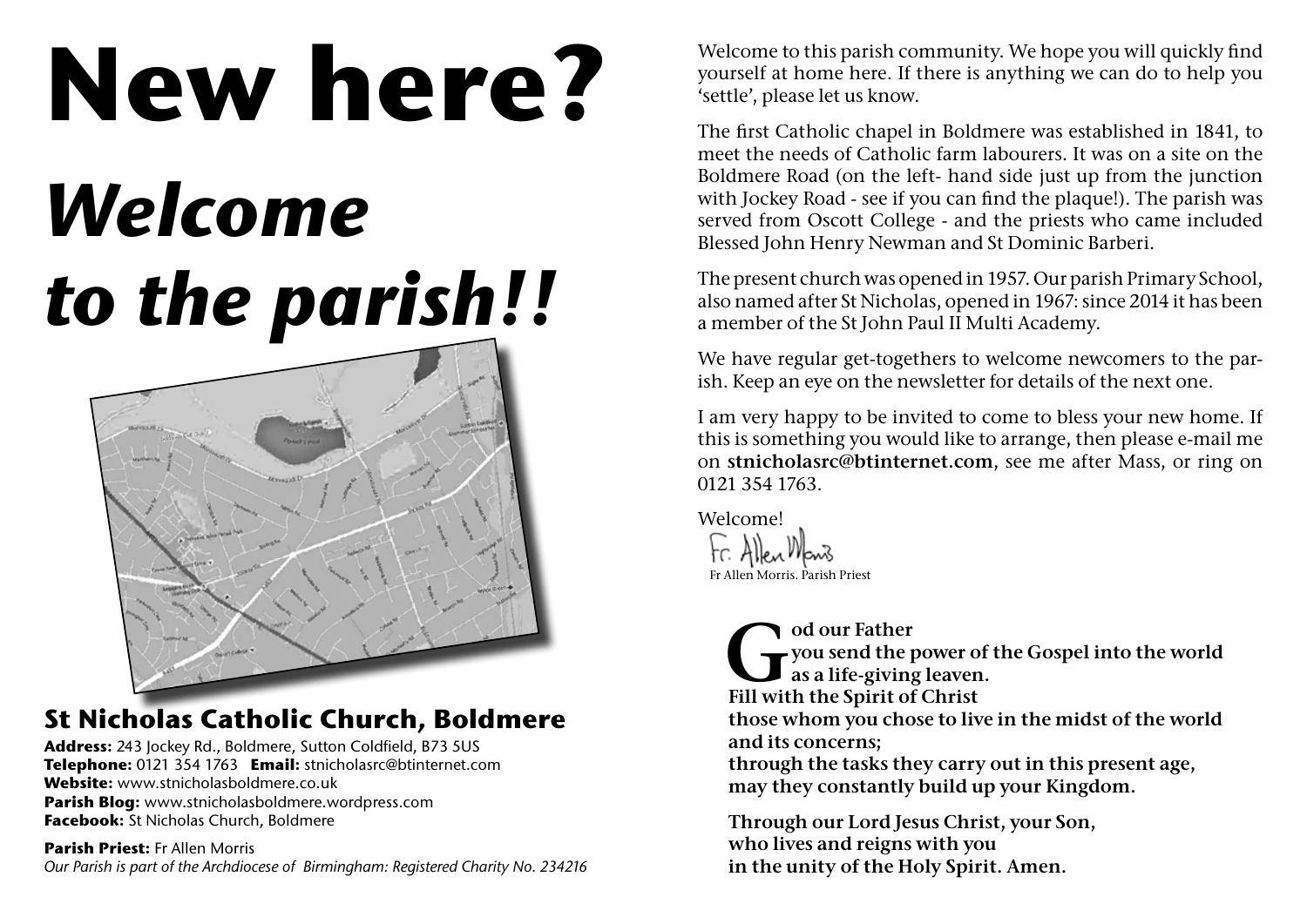# New here?

# *Welcome to the parish!!*

## St Nicholas Catholic Church, Boldmere

**Address:** 243 Jockey Rd., Boldmere, Sutton Coldfield, B73 5US
**Telephone:** 0121 354 1763 **Email:** stnicholasrc@btinternet.com
**Website:** www.stnicholasboldmere.co.uk
**Parish Blog:** www.stnicholasboldmere.wordpress.com
**Facebook:** St Nicholas Church, Boldmere

**Parish Priest:** Fr Allen Morris
*Our Parish is part of the Archdiocese of Birmingham: Registered Charity No. 234216*

Welcome to this parish community. We hope you will quickly find yourself at home here. If there is anything we can do to help you 'settle', please let us know.

The first Catholic chapel in Boldmere was established in 1841, to meet the needs of Catholic farm labourers. It was on a site on the Boldmere Road (on the left- hand side just up from the junction with Jockey Road - see if you can find the plaque!). The parish was served from Oscott College - and the priests who came included Blessed John Henry Newman and St Dominic Barberi.

The present church was opened in 1957. Our parish Primary School, also named after St Nicholas, opened in 1967: since 2014 it has been a member of the St John Paul II Multi Academy.

We have regular get-togethers to welcome newcomers to the parish. Keep an eye on the newsletter for details of the next one.

I am very happy to be invited to come to bless your new home. If this is something you would like to arrange, then please e-mail me on **stnicholasrc@btinternet.com**, see me after Mass, or ring on 0121 354 1763.

Welcome!

Fr. Allen Morris
Fr Allen Morris. Parish Priest

**God our Father**
**you send the power of the Gospel into the world**
**as a life-giving leaven.**
**Fill with the Spirit of Christ**
**those whom you chose to live in the midst of the world**
**and its concerns;**
**through the tasks they carry out in this present age,**
**may they constantly build up your Kingdom.**

**Through our Lord Jesus Christ, your Son,**
**who lives and reigns with you**
**in the unity of the Holy Spirit. Amen.**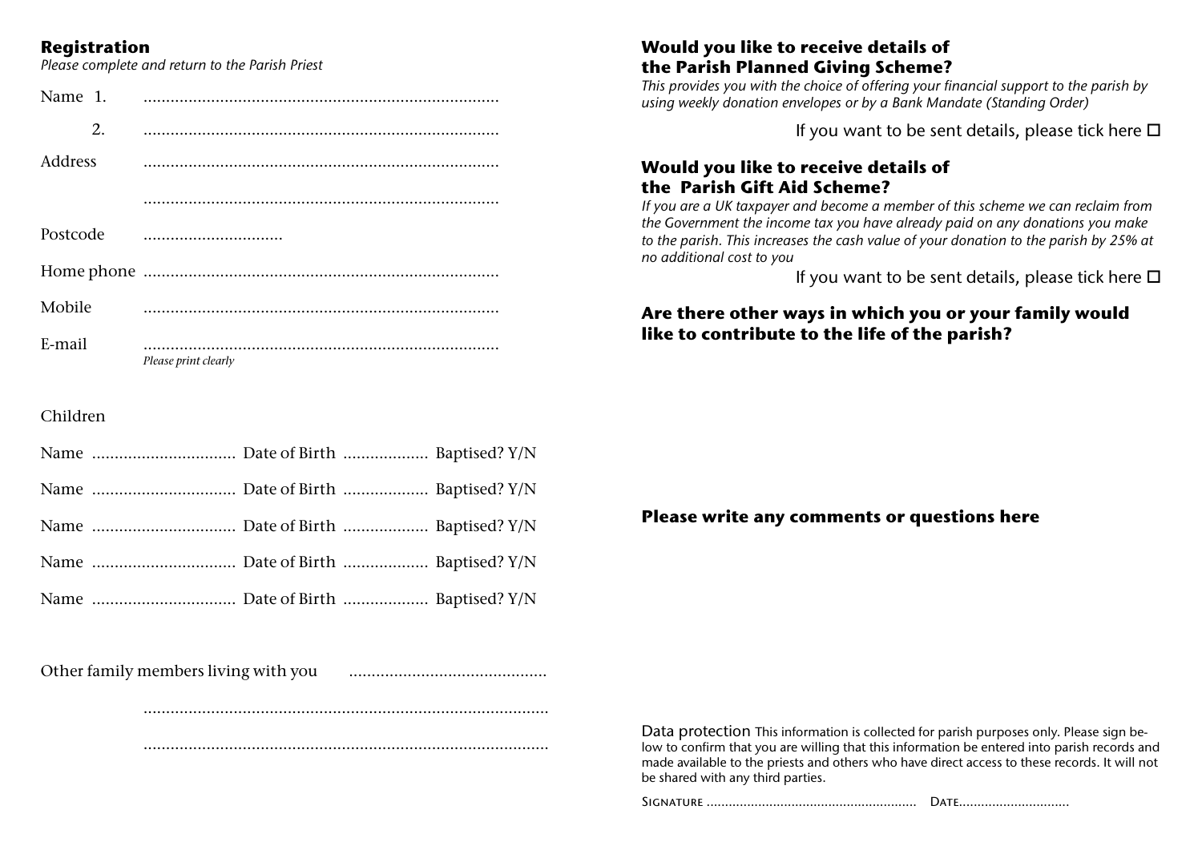## Registration

*Please complete and return to the Parish Priest*

Name 1. ................................................................................

2. ................................................................................

Address ................................................................................

................................................................................

Postcode ...............................

Home phone ................................................................................

Mobile ................................................................................

E-mail ................................................................................
*Please print clearly*

Children

Name ................................ Date of Birth ................... Baptised? Y/N

Name ................................ Date of Birth ................... Baptised? Y/N

Name ................................ Date of Birth ................... Baptised? Y/N

Name ................................ Date of Birth ................... Baptised? Y/N

Name ................................ Date of Birth ................... Baptised? Y/N

Other family members living with you ............................................

..........................................................................................

..........................................................................................

## Would you like to receive details of the Parish Planned Giving Scheme?

*This provides you with the choice of offering your financial support to the parish by using weekly donation envelopes or by a Bank Mandate (Standing Order)*

If you want to be sent details, please tick here ☐

## Would you like to receive details of the Parish Gift Aid Scheme?

*If you are a UK taxpayer and become a member of this scheme we can reclaim from the Government the income tax you have already paid on any donations you make to the parish. This increases the cash value of your donation to the parish by 25% at no additional cost to you*

If you want to be sent details, please tick here ☐

## Are there other ways in which you or your family would like to contribute to the life of the parish?

## Please write any comments or questions here

Data protection This information is collected for parish purposes only. Please sign below to confirm that you are willing that this information be entered into parish records and made available to the priests and others who have direct access to these records. It will not be shared with any third parties.

Signature ........................................................ Date..............................